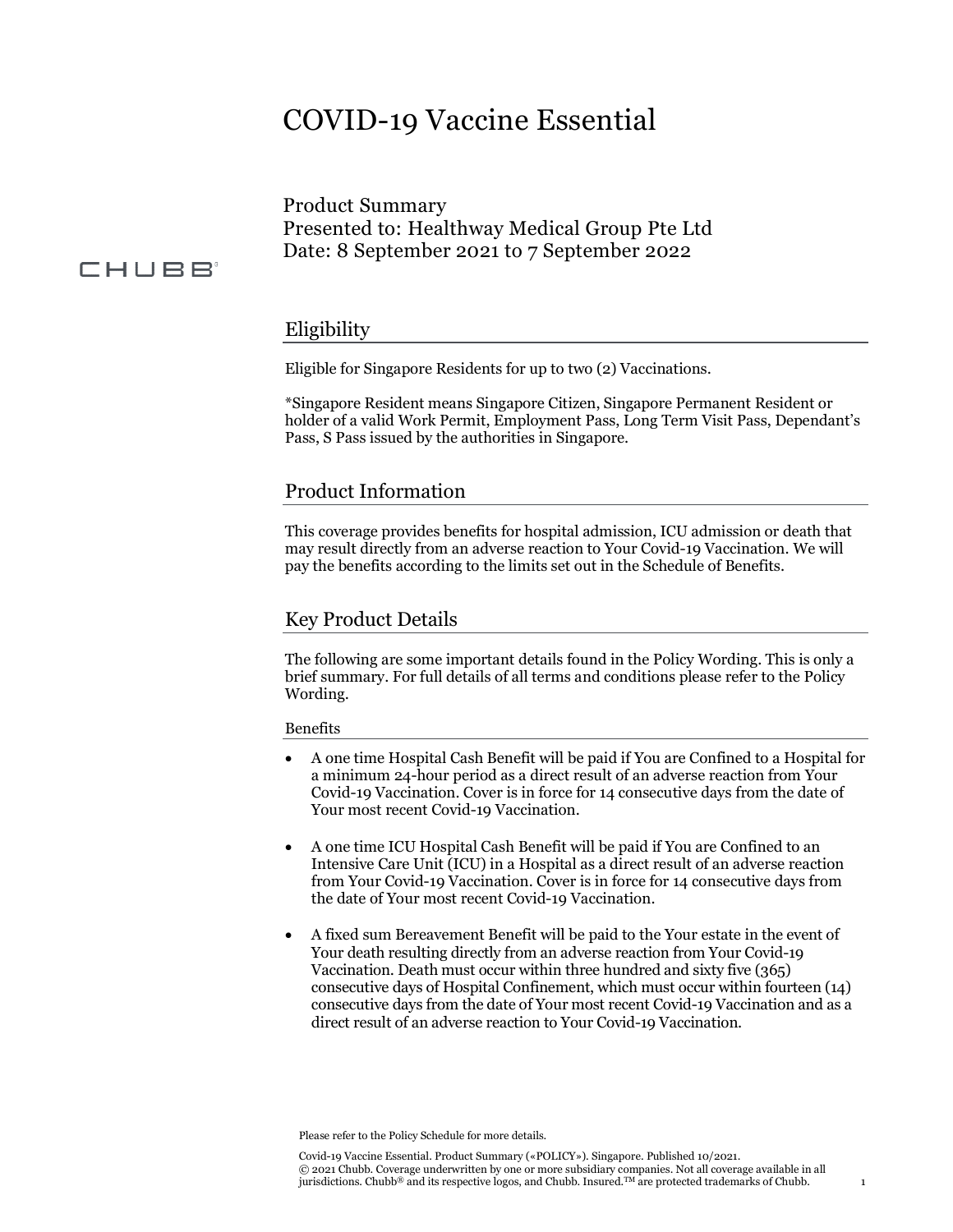# COVID-19 Vaccine Essential

Product Summary
Presented to: Healthway Medical Group Pte Ltd
Date: 8 September 2021 to 7 September 2022

CHUBB

## Eligibility

Eligible for Singapore Residents for up to two (2) Vaccinations.

*Singapore Resident means Singapore Citizen, Singapore Permanent Resident or holder of a valid Work Permit, Employment Pass, Long Term Visit Pass, Dependant's Pass, S Pass issued by the authorities in Singapore.

## Product Information

This coverage provides benefits for hospital admission, ICU admission or death that may result directly from an adverse reaction to Your Covid-19 Vaccination. We will pay the benefits according to the limits set out in the Schedule of Benefits.

## Key Product Details

The following are some important details found in the Policy Wording. This is only a brief summary. For full details of all terms and conditions please refer to the Policy Wording.

### Benefits

- A one time Hospital Cash Benefit will be paid if You are Confined to a Hospital for a minimum 24-hour period as a direct result of an adverse reaction from Your Covid-19 Vaccination. Cover is in force for 14 consecutive days from the date of Your most recent Covid-19 Vaccination.

- A one time ICU Hospital Cash Benefit will be paid if You are Confined to an Intensive Care Unit (ICU) in a Hospital as a direct result of an adverse reaction from Your Covid-19 Vaccination. Cover is in force for 14 consecutive days from the date of Your most recent Covid-19 Vaccination.

- A fixed sum Bereavement Benefit will be paid to the Your estate in the event of Your death resulting directly from an adverse reaction from Your Covid-19 Vaccination. Death must occur within three hundred and sixty five (365) consecutive days of Hospital Confinement, which must occur within fourteen (14) consecutive days from the date of Your most recent Covid-19 Vaccination and as a direct result of an adverse reaction to Your Covid-19 Vaccination.

Please refer to the Policy Schedule for more details.

Covid-19 Vaccine Essential. Product Summary («POLICY»). Singapore. Published 10/2021.
© 2021 Chubb. Coverage underwritten by one or more subsidiary companies. Not all coverage available in all jurisdictions. Chubb® and its respective logos, and Chubb. Insured.™ are protected trademarks of Chubb.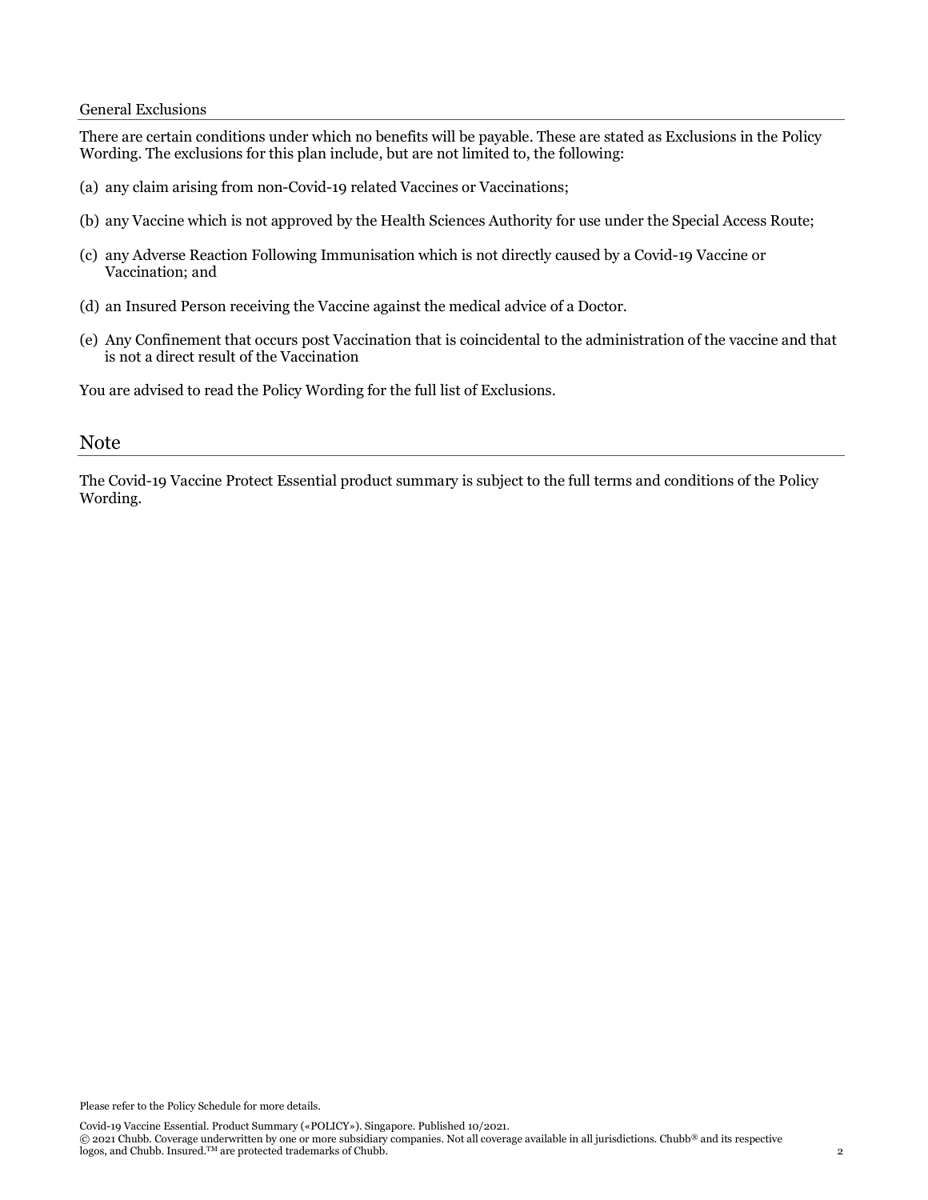### General Exclusions

There are certain conditions under which no benefits will be payable. These are stated as Exclusions in the Policy Wording. The exclusions for this plan include, but are not limited to, the following:

(a) any claim arising from non-Covid-19 related Vaccines or Vaccinations;

(b) any Vaccine which is not approved by the Health Sciences Authority for use under the Special Access Route;

(c) any Adverse Reaction Following Immunisation which is not directly caused by a Covid-19 Vaccine or Vaccination; and

(d) an Insured Person receiving the Vaccine against the medical advice of a Doctor.

(e) Any Confinement that occurs post Vaccination that is coincidental to the administration of the vaccine and that is not a direct result of the Vaccination

You are advised to read the Policy Wording for the full list of Exclusions.

## Note

The Covid-19 Vaccine Protect Essential product summary is subject to the full terms and conditions of the Policy Wording.

Please refer to the Policy Schedule for more details.

Covid-19 Vaccine Essential. Product Summary («POLICY»). Singapore. Published 10/2021.
© 2021 Chubb. Coverage underwritten by one or more subsidiary companies. Not all coverage available in all jurisdictions. Chubb® and its respective logos, and Chubb. Insured.™ are protected trademarks of Chubb.